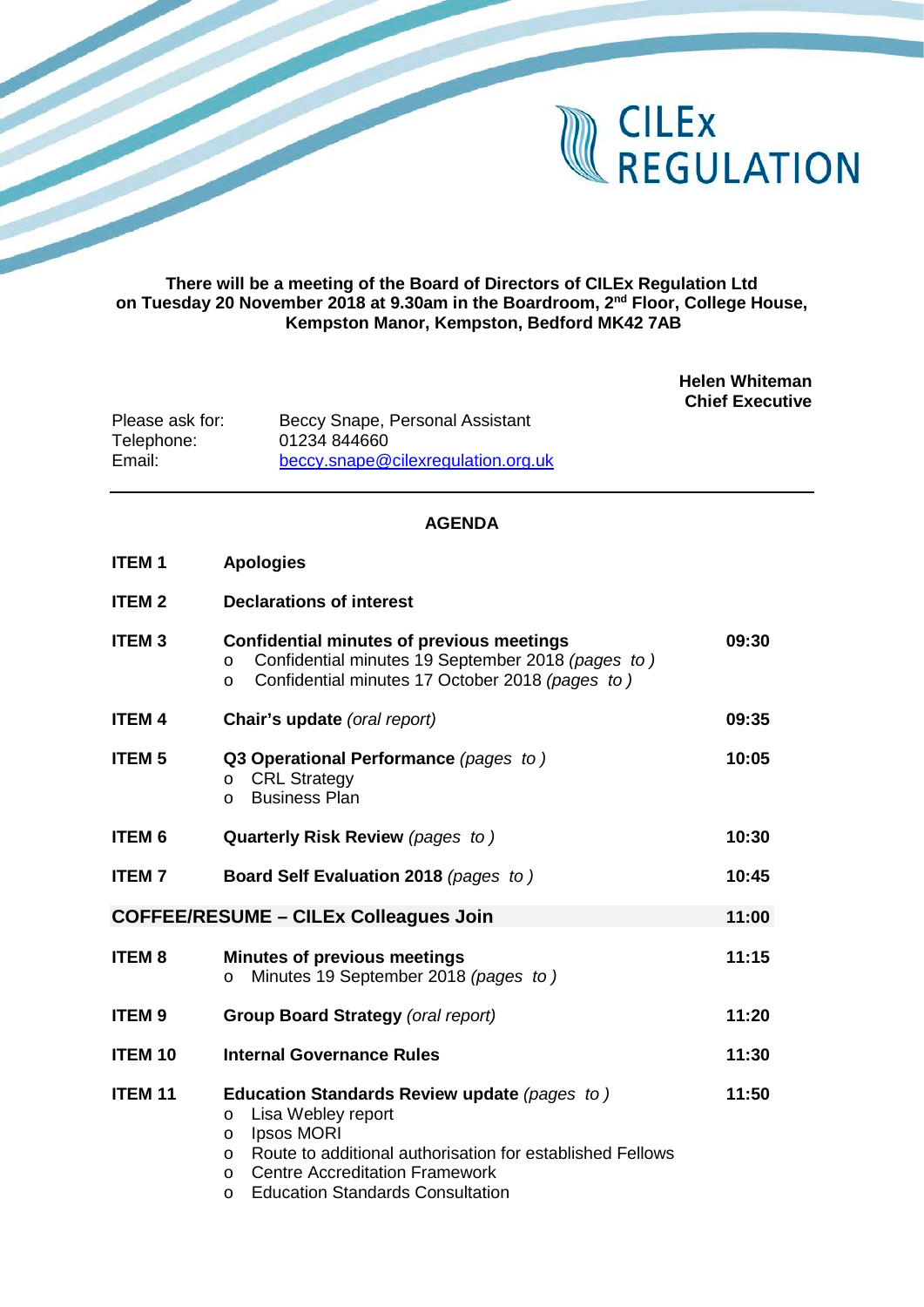# CILEx REGULATION

**There will be a meeting of the Board of Directors of CILEx Regulation Ltd on Tuesday 20 November 2018 at 9.30am in the Boardroom, 2nd Floor, College House, Kempston Manor, Kempston, Bedford MK42 7AB**

**Helen Whiteman**
**Chief Executive**

Please ask for: Beccy Snape, Personal Assistant
Telephone: 01234 844660
Email: beccy.snape@cilexregulation.org.uk

---

## AGENDA

| | | |
|---|---|---|
| **ITEM 1** | **Apologies** | |
| **ITEM 2** | **Declarations of interest** | |
| **ITEM 3** | **Confidential minutes of previous meetings**<br>o Confidential minutes 19 September 2018 *(pages to )*<br>o Confidential minutes 17 October 2018 *(pages to )* | **09:30** |
| **ITEM 4** | **Chair's update** *(oral report)* | **09:35** |
| **ITEM 5** | **Q3 Operational Performance** *(pages to )*<br>o CRL Strategy<br>o Business Plan | **10:05** |
| **ITEM 6** | **Quarterly Risk Review** *(pages to )* | **10:30** |
| **ITEM 7** | **Board Self Evaluation 2018** *(pages to )* | **10:45** |
| **COFFEE/RESUME – CILEx Colleagues Join** | | **11:00** |
| **ITEM 8** | **Minutes of previous meetings**<br>o Minutes 19 September 2018 *(pages to )* | **11:15** |
| **ITEM 9** | **Group Board Strategy** *(oral report)* | **11:20** |
| **ITEM 10** | **Internal Governance Rules** | **11:30** |
| **ITEM 11** | **Education Standards Review update** *(pages to )*<br>o Lisa Webley report<br>o Ipsos MORI<br>o Route to additional authorisation for established Fellows<br>o Centre Accreditation Framework<br>o Education Standards Consultation | **11:50** |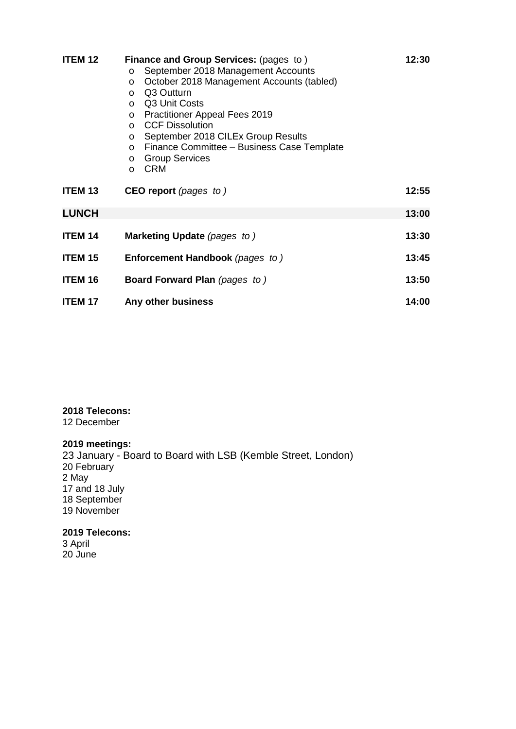| | | |
|---|---|---|
| **ITEM 12** | **Finance and Group Services:** (pages to )<br>o September 2018 Management Accounts<br>o October 2018 Management Accounts (tabled)<br>o Q3 Outturn<br>o Q3 Unit Costs<br>o Practitioner Appeal Fees 2019<br>o CCF Dissolution<br>o September 2018 CILEx Group Results<br>o Finance Committee – Business Case Template<br>o Group Services<br>o CRM | **12:30** |
| **ITEM 13** | **CEO report** *(pages to )* | **12:55** |
| **LUNCH** | | **13:00** |
| **ITEM 14** | **Marketing Update** *(pages to )* | **13:30** |
| **ITEM 15** | **Enforcement Handbook** *(pages to )* | **13:45** |
| **ITEM 16** | **Board Forward Plan** *(pages to )* | **13:50** |
| **ITEM 17** | **Any other business** | **14:00** |

**2018 Telecons:**
12 December

**2019 meetings:**
23 January - Board to Board with LSB (Kemble Street, London)
20 February
2 May
17 and 18 July
18 September
19 November

**2019 Telecons:**
3 April
20 June